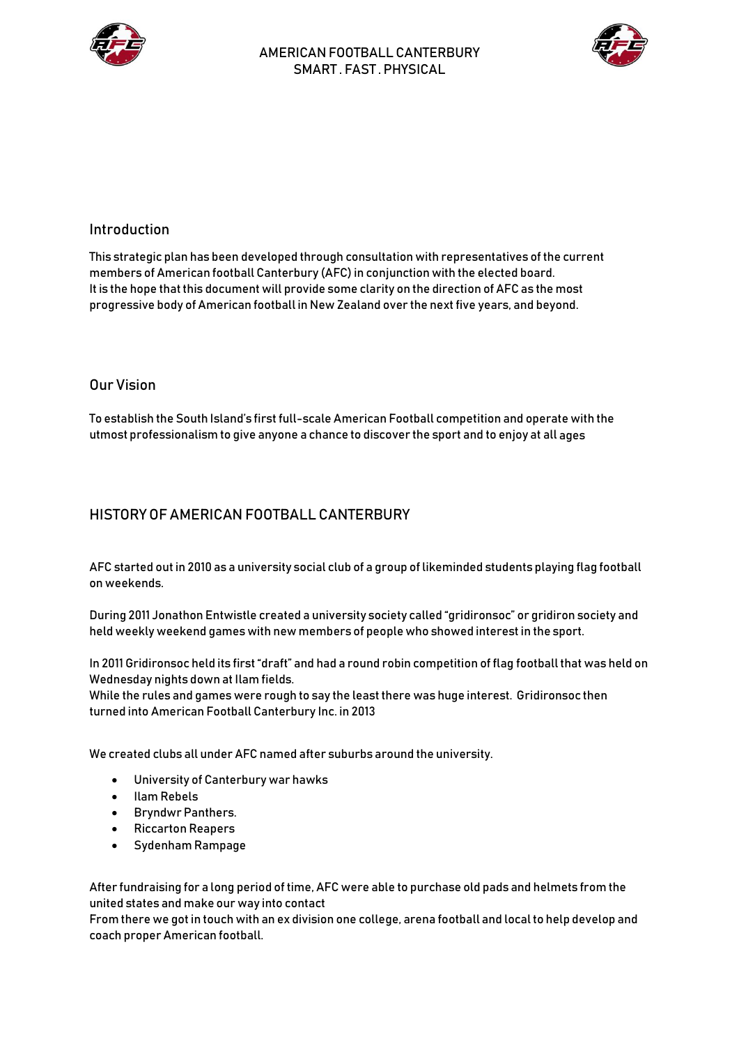AMERICAN FOOTBALL CANTERBURY
SMART . FAST . PHYSICAL

## Introduction

This strategic plan has been developed through consultation with representatives of the current members of American football Canterbury (AFC) in conjunction with the elected board.
It is the hope that this document will provide some clarity on the direction of AFC as the most progressive body of American football in New Zealand over the next five years, and beyond.

## Our Vision

To establish the South Island's first full-scale American Football competition and operate with the utmost professionalism to give anyone a chance to discover the sport and to enjoy at all ages

## HISTORY OF AMERICAN FOOTBALL CANTERBURY

AFC started out in 2010 as a university social club of a group of likeminded students playing flag football on weekends.

During 2011 Jonathon Entwistle created a university society called "gridironsoc" or gridiron society and held weekly weekend games with new members of people who showed interest in the sport.

In 2011 Gridironsoc held its first "draft" and had a round robin competition of flag football that was held on Wednesday nights down at Ilam fields.
While the rules and games were rough to say the least there was huge interest. Gridironsoc then turned into American Football Canterbury Inc. in 2013

We created clubs all under AFC named after suburbs around the university.

- University of Canterbury war hawks
- Ilam Rebels
- Bryndwr Panthers.
- Riccarton Reapers
- Sydenham Rampage

After fundraising for a long period of time, AFC were able to purchase old pads and helmets from the united states and make our way into contact
From there we got in touch with an ex division one college, arena football and local to help develop and coach proper American football.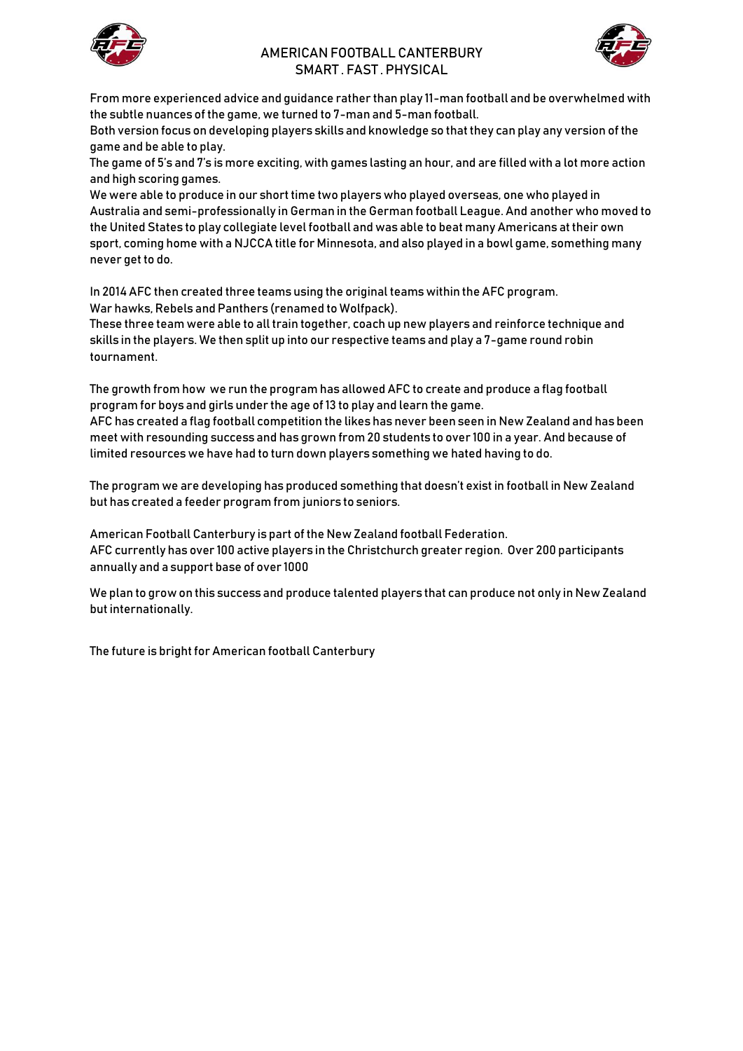From more experienced advice and guidance rather than play 11-man football and be overwhelmed with the subtle nuances of the game, we turned to 7-man and 5-man football.
Both version focus on developing players skills and knowledge so that they can play any version of the game and be able to play.
The game of 5's and 7's is more exciting, with games lasting an hour, and are filled with a lot more action and high scoring games.
We were able to produce in our short time two players who played overseas, one who played in Australia and semi-professionally in German in the German football League. And another who moved to the United States to play collegiate level football and was able to beat many Americans at their own sport, coming home with a NJCCA title for Minnesota, and also played in a bowl game, something many never get to do.

In 2014 AFC then created three teams using the original teams within the AFC program.
War hawks, Rebels and Panthers (renamed to Wolfpack).
These three team were able to all train together, coach up new players and reinforce technique and skills in the players. We then split up into our respective teams and play a 7-game round robin tournament.

The growth from how we run the program has allowed AFC to create and produce a flag football program for boys and girls under the age of 13 to play and learn the game.
AFC has created a flag football competition the likes has never been seen in New Zealand and has been meet with resounding success and has grown from 20 students to over 100 in a year. And because of limited resources we have had to turn down players something we hated having to do.

The program we are developing has produced something that doesn't exist in football in New Zealand but has created a feeder program from juniors to seniors.

American Football Canterbury is part of the New Zealand football Federation.
AFC currently has over 100 active players in the Christchurch greater region. Over 200 participants annually and a support base of over 1000

We plan to grow on this success and produce talented players that can produce not only in New Zealand but internationally.

The future is bright for American football Canterbury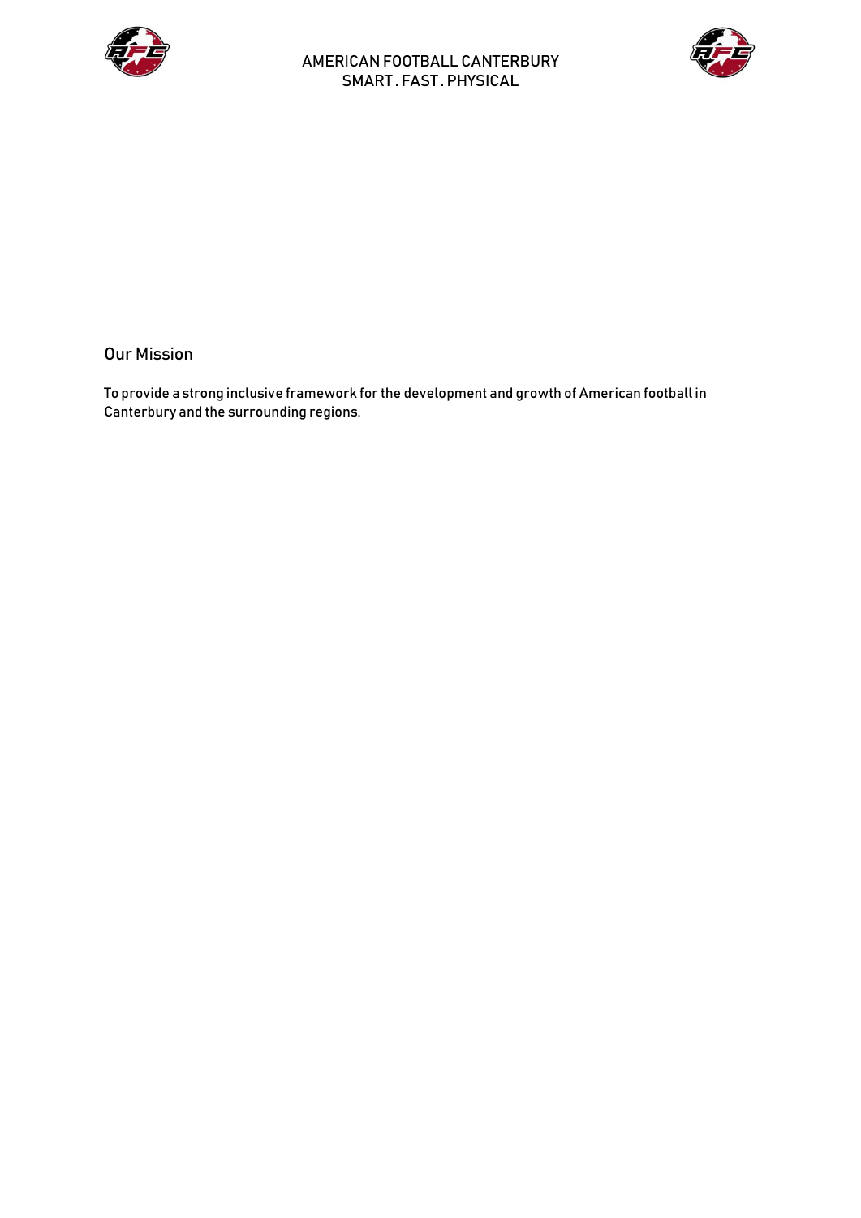## Our Mission

To provide a strong inclusive framework for the development and growth of American football in Canterbury and the surrounding regions.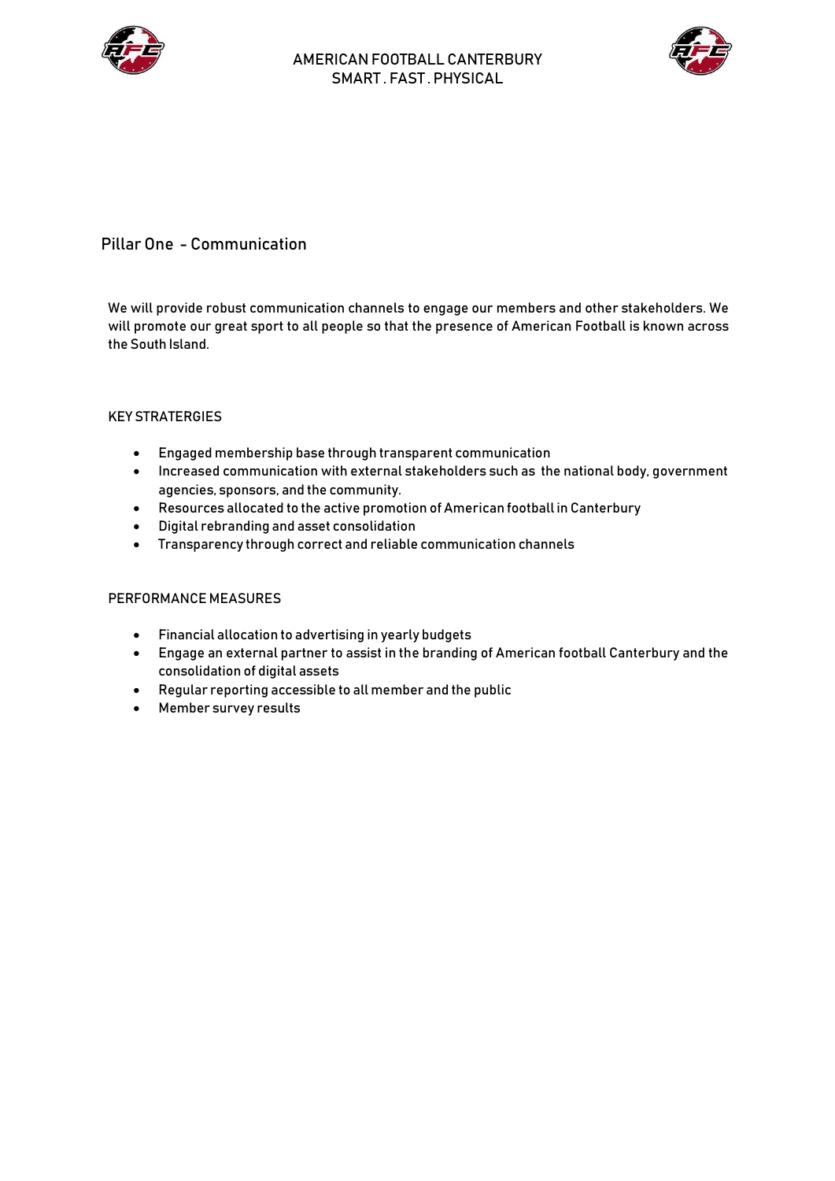## Pillar One - Communication

We will provide robust communication channels to engage our members and other stakeholders. We will promote our great sport to all people so that the presence of American Football is known across the South Island.

### KEY STRATERGIES

- Engaged membership base through transparent communication
- Increased communication with external stakeholders such as the national body, government agencies, sponsors, and the community.
- Resources allocated to the active promotion of American football in Canterbury
- Digital rebranding and asset consolidation
- Transparency through correct and reliable communication channels

### PERFORMANCE MEASURES

- Financial allocation to advertising in yearly budgets
- Engage an external partner to assist in the branding of American football Canterbury and the consolidation of digital assets
- Regular reporting accessible to all member and the public
- Member survey results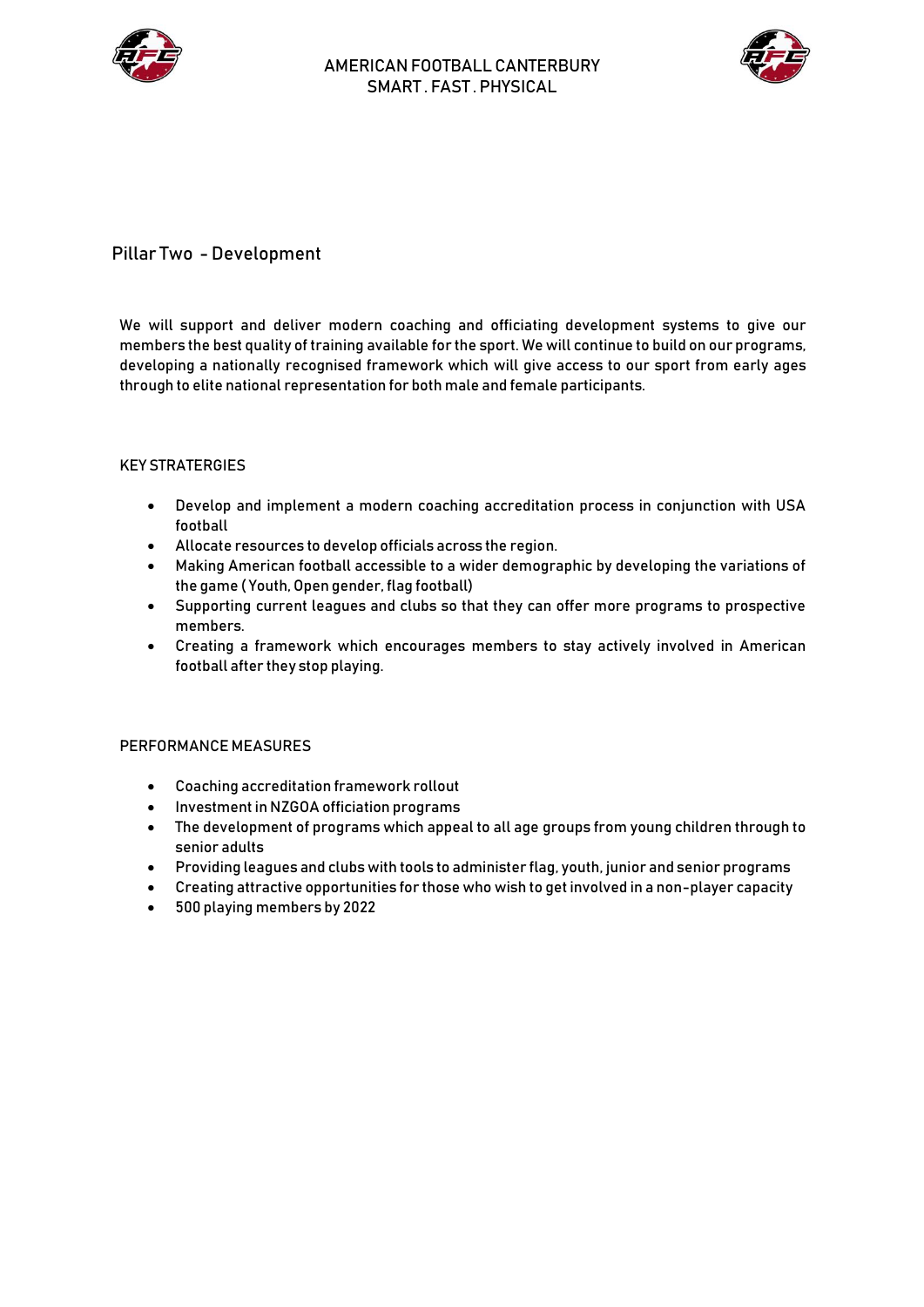## Pillar Two - Development

We will support and deliver modern coaching and officiating development systems to give our members the best quality of training available for the sport. We will continue to build on our programs, developing a nationally recognised framework which will give access to our sport from early ages through to elite national representation for both male and female participants.

### KEY STRATERGIES

- Develop and implement a modern coaching accreditation process in conjunction with USA football
- Allocate resources to develop officials across the region.
- Making American football accessible to a wider demographic by developing the variations of the game ( Youth, Open gender, flag football)
- Supporting current leagues and clubs so that they can offer more programs to prospective members.
- Creating a framework which encourages members to stay actively involved in American football after they stop playing.

### PERFORMANCE MEASURES

- Coaching accreditation framework rollout
- Investment in NZGOA officiation programs
- The development of programs which appeal to all age groups from young children through to senior adults
- Providing leagues and clubs with tools to administer flag, youth, junior and senior programs
- Creating attractive opportunities for those who wish to get involved in a non-player capacity
- 500 playing members by 2022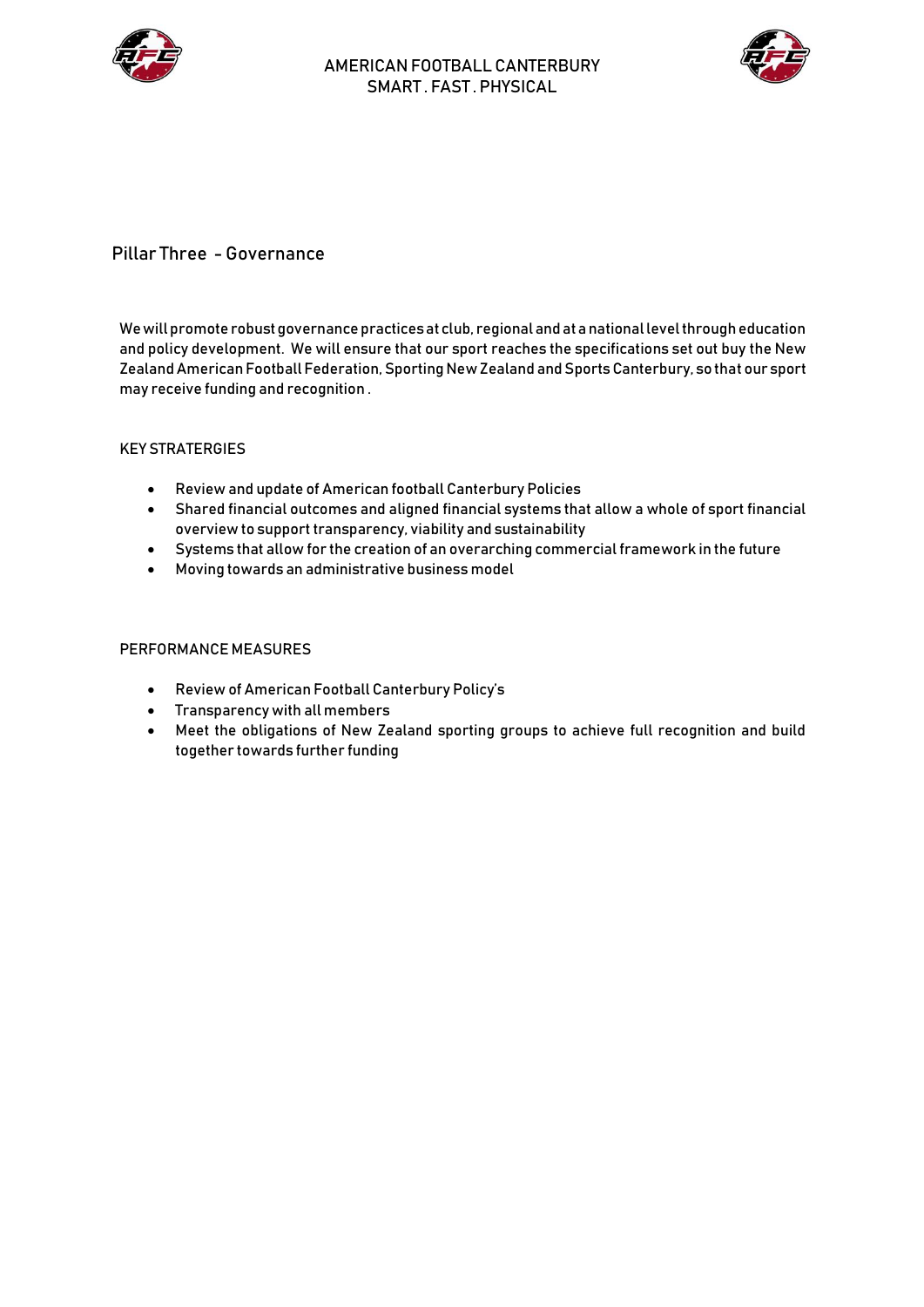## Pillar Three - Governance

We will promote robust governance practices at club, regional and at a national level through education and policy development. We will ensure that our sport reaches the specifications set out buy the New Zealand American Football Federation, Sporting New Zealand and Sports Canterbury, so that our sport may receive funding and recognition .

### KEY STRATERGIES

- Review and update of American football Canterbury Policies
- Shared financial outcomes and aligned financial systems that allow a whole of sport financial overview to support transparency, viability and sustainability
- Systems that allow for the creation of an overarching commercial framework in the future
- Moving towards an administrative business model

### PERFORMANCE MEASURES

- Review of American Football Canterbury Policy's
- Transparency with all members
- Meet the obligations of New Zealand sporting groups to achieve full recognition and build together towards further funding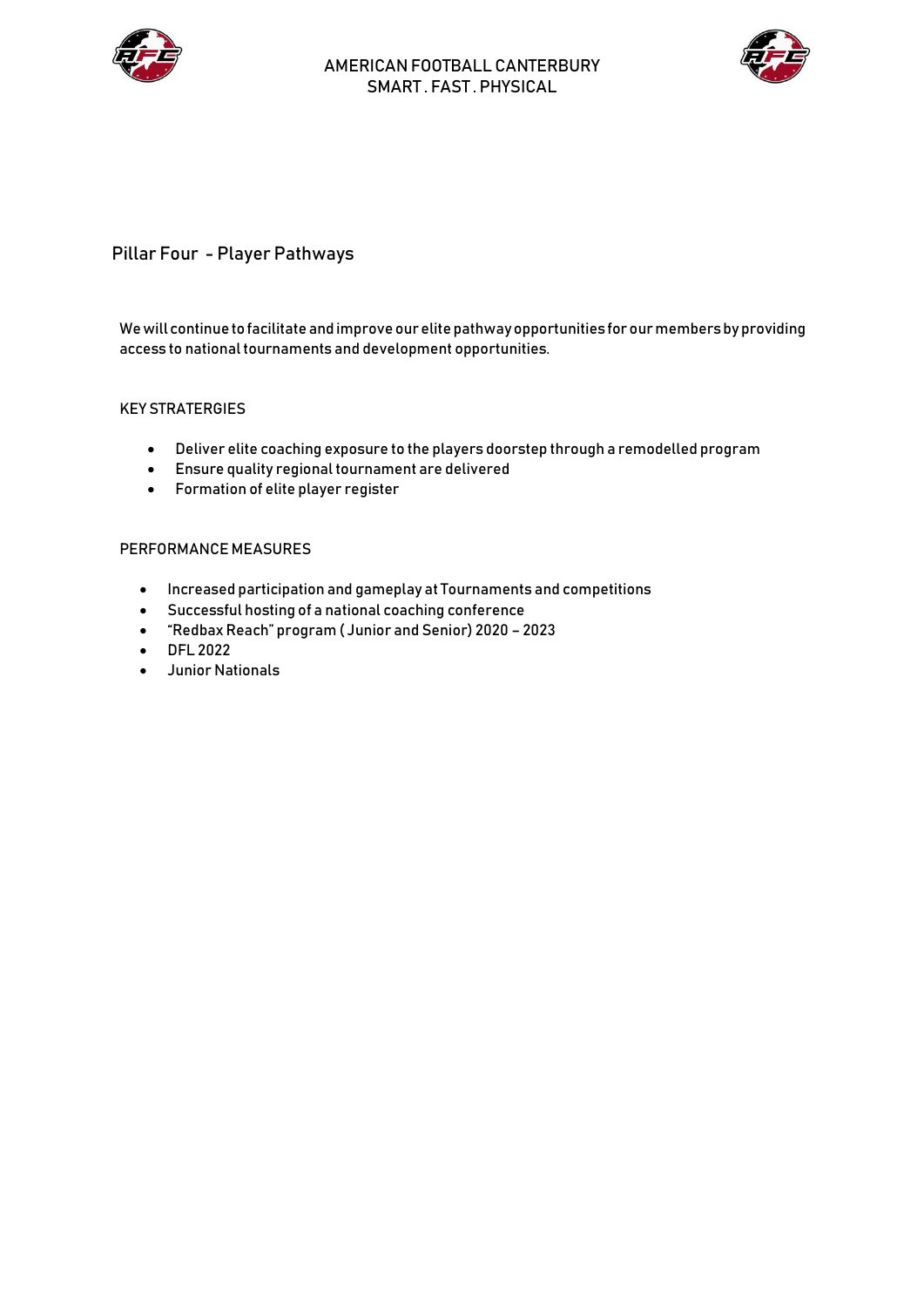## Pillar Four - Player Pathways

We will continue to facilitate and improve our elite pathway opportunities for our members by providing access to national tournaments and development opportunities.

KEY STRATERGIES

- Deliver elite coaching exposure to the players doorstep through a remodelled program
- Ensure quality regional tournament are delivered
- Formation of elite player register

PERFORMANCE MEASURES

- Increased participation and gameplay at Tournaments and competitions
- Successful hosting of a national coaching conference
- "Redbax Reach" program ( Junior and Senior) 2020 – 2023
- DFL 2022
- Junior Nationals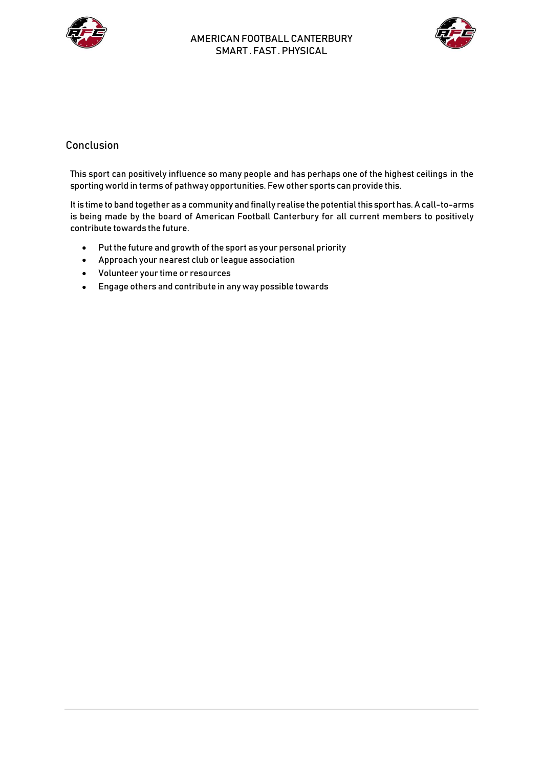## Conclusion

This sport can positively influence so many people and has perhaps one of the highest ceilings in the sporting world in terms of pathway opportunities. Few other sports can provide this.

It is time to band together as a community and finally realise the potential this sport has. A call-to-arms is being made by the board of American Football Canterbury for all current members to positively contribute towards the future.

- Put the future and growth of the sport as your personal priority
- Approach your nearest club or league association
- Volunteer your time or resources
- Engage others and contribute in any way possible towards